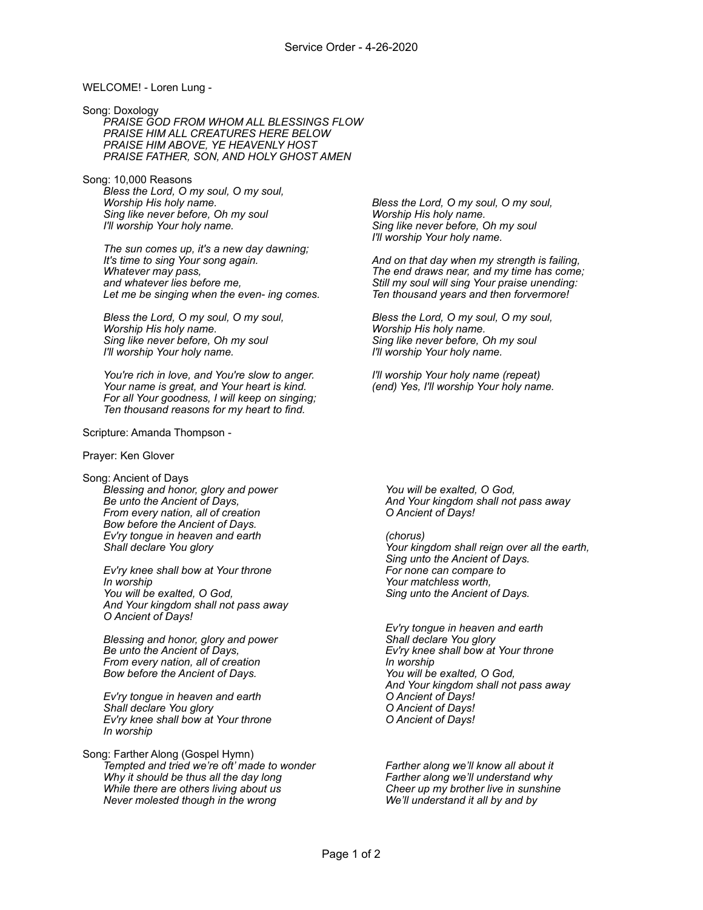# Service Order - 4-26-2020

WELCOME! - Loren Lung -

Song: Doxology

*PRAISE GOD FROM WHOM ALL BLESSINGS FLOW*
*PRAISE HIM ALL CREATURES HERE BELOW*
*PRAISE HIM ABOVE, YE HEAVENLY HOST*
*PRAISE FATHER, SON, AND HOLY GHOST AMEN*

Song: 10,000 Reasons

*Bless the Lord, O my soul, O my soul,*
*Worship His holy name.*
*Sing like never before, Oh my soul*
*I'll worship Your holy name.*

*The sun comes up, it's a new day dawning;*
*It's time to sing Your song again.*
*Whatever may pass,*
*and whatever lies before me,*
*Let me be singing when the even- ing comes.*

*Bless the Lord, O my soul, O my soul,*
*Worship His holy name.*
*Sing like never before, Oh my soul*
*I'll worship Your holy name.*

*You're rich in love, and You're slow to anger.*
*Your name is great, and Your heart is kind.*
*For all Your goodness, I will keep on singing;*
*Ten thousand reasons for my heart to find.*

*Bless the Lord, O my soul, O my soul,*
*Worship His holy name.*
*Sing like never before, Oh my soul*
*I'll worship Your holy name.*

*And on that day when my strength is failing,*
*The end draws near, and my time has come;*
*Still my soul will sing Your praise unending:*
*Ten thousand years and then forvermore!*

*Bless the Lord, O my soul, O my soul,*
*Worship His holy name.*
*Sing like never before, Oh my soul*
*I'll worship Your holy name.*

*I'll worship Your holy name (repeat)*
*(end) Yes, I'll worship Your holy name.*

Scripture: Amanda Thompson -

Prayer: Ken Glover

Song: Ancient of Days

*Blessing and honor, glory and power*
*Be unto the Ancient of Days,*
*From every nation, all of creation*
*Bow before the Ancient of Days.*
*Ev'ry tongue in heaven and earth*
*Shall declare You glory*

*Ev'ry knee shall bow at Your throne*
*In worship*
*You will be exalted, O God,*
*And Your kingdom shall not pass away*
*O Ancient of Days!*

*Blessing and honor, glory and power*
*Be unto the Ancient of Days,*
*From every nation, all of creation*
*Bow before the Ancient of Days.*

*Ev'ry tongue in heaven and earth*
*Shall declare You glory*
*Ev'ry knee shall bow at Your throne*
*In worship*

*You will be exalted, O God,*
*And Your kingdom shall not pass away*
*O Ancient of Days!*

*(chorus)*
*Your kingdom shall reign over all the earth,*
*Sing unto the Ancient of Days.*
*For none can compare to*
*Your matchless worth,*
*Sing unto the Ancient of Days.*

*Ev'ry tongue in heaven and earth*
*Shall declare You glory*
*Ev'ry knee shall bow at Your throne*
*In worship*
*You will be exalted, O God,*
*And Your kingdom shall not pass away*
*O Ancient of Days!*
*O Ancient of Days!*
*O Ancient of Days!*

Song: Farther Along (Gospel Hymn)

*Tempted and tried we're oft' made to wonder*
*Why it should be thus all the day long*
*While there are others living about us*
*Never molested though in the wrong*

*Farther along we'll know all about it*
*Farther along we'll understand why*
*Cheer up my brother live in sunshine*
*We'll understand it all by and by*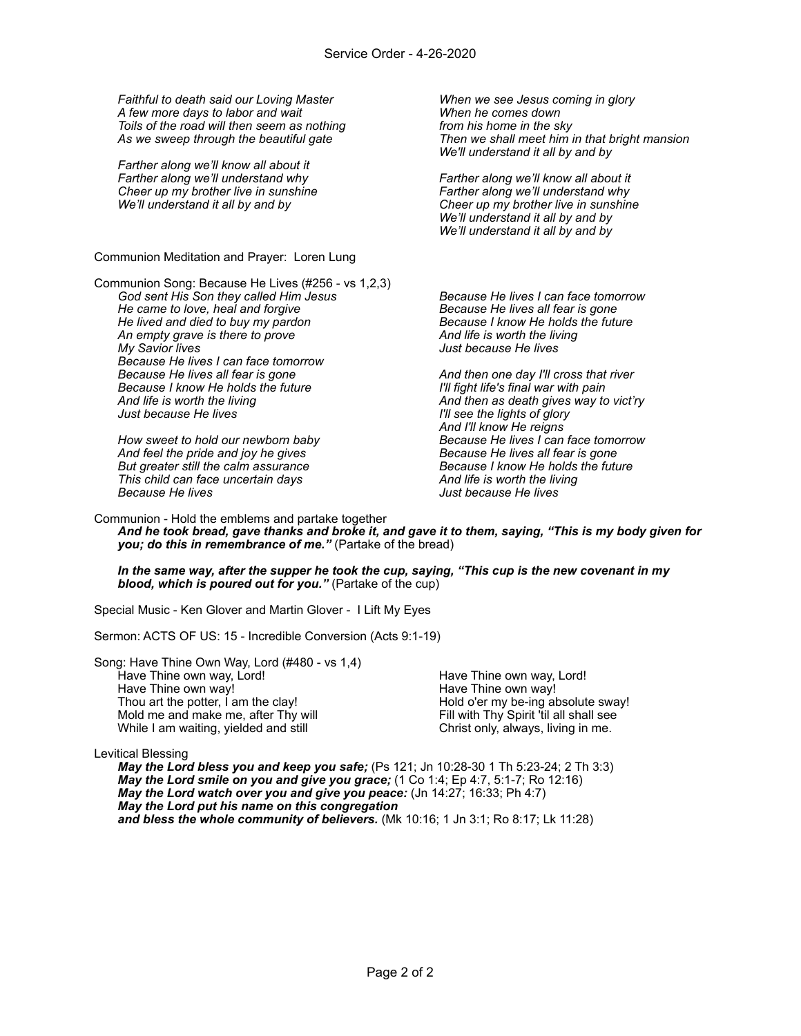*Faithful to death said our Loving Master*
*A few more days to labor and wait*
*Toils of the road will then seem as nothing*
*As we sweep through the beautiful gate*

*Farther along we'll know all about it*
*Farther along we'll understand why*
*Cheer up my brother live in sunshine*
*We'll understand it all by and by*

*When we see Jesus coming in glory*
*When he comes down*
*from his home in the sky*
*Then we shall meet him in that bright mansion*
*We'll understand it all by and by*

*Farther along we'll know all about it*
*Farther along we'll understand why*
*Cheer up my brother live in sunshine*
*We'll understand it all by and by*
*We'll understand it all by and by*

Communion Meditation and Prayer: Loren Lung

Communion Song: Because He Lives (#256 - vs 1,2,3)

*God sent His Son they called Him Jesus*
*He came to love, heal and forgive*
*He lived and died to buy my pardon*
*An empty grave is there to prove*
*My Savior lives*
*Because He lives I can face tomorrow*
*Because He lives all fear is gone*
*Because I know He holds the future*
*And life is worth the living*
*Just because He lives*

*How sweet to hold our newborn baby*
*And feel the pride and joy he gives*
*But greater still the calm assurance*
*This child can face uncertain days*
*Because He lives*

*Because He lives I can face tomorrow*
*Because He lives all fear is gone*
*Because I know He holds the future*
*And life is worth the living*
*Just because He lives*

*And then one day I'll cross that river*
*I'll fight life's final war with pain*
*And then as death gives way to vict'ry*
*I'll see the lights of glory*
*And I'll know He reigns*
*Because He lives I can face tomorrow*
*Because He lives all fear is gone*
*Because I know He holds the future*
*And life is worth the living*
*Just because He lives*

Communion - Hold the emblems and partake together

***And he took bread, gave thanks and broke it, and gave it to them, saying, "This is my body given for you; do this in remembrance of me."*** (Partake of the bread)

***In the same way, after the supper he took the cup, saying, "This cup is the new covenant in my blood, which is poured out for you."*** (Partake of the cup)

Special Music - Ken Glover and Martin Glover - I Lift My Eyes

Sermon: ACTS OF US: 15 - Incredible Conversion (Acts 9:1-19)

Song: Have Thine Own Way, Lord (#480 - vs 1,4)

Have Thine own way, Lord!
Have Thine own way!
Thou art the potter, I am the clay!
Mold me and make me, after Thy will
While I am waiting, yielded and still

Have Thine own way, Lord!
Have Thine own way!
Hold o'er my be-ing absolute sway!
Fill with Thy Spirit 'til all shall see
Christ only, always, living in me.

Levitical Blessing

***May the Lord bless you and keep you safe;*** (Ps 121; Jn 10:28-30 1 Th 5:23-24; 2 Th 3:3)
***May the Lord smile on you and give you grace;*** (1 Co 1:4; Ep 4:7, 5:1-7; Ro 12:16)
***May the Lord watch over you and give you peace:*** (Jn 14:27; 16:33; Ph 4:7)
***May the Lord put his name on this congregation***
***and bless the whole community of believers.*** (Mk 10:16; 1 Jn 3:1; Ro 8:17; Lk 11:28)